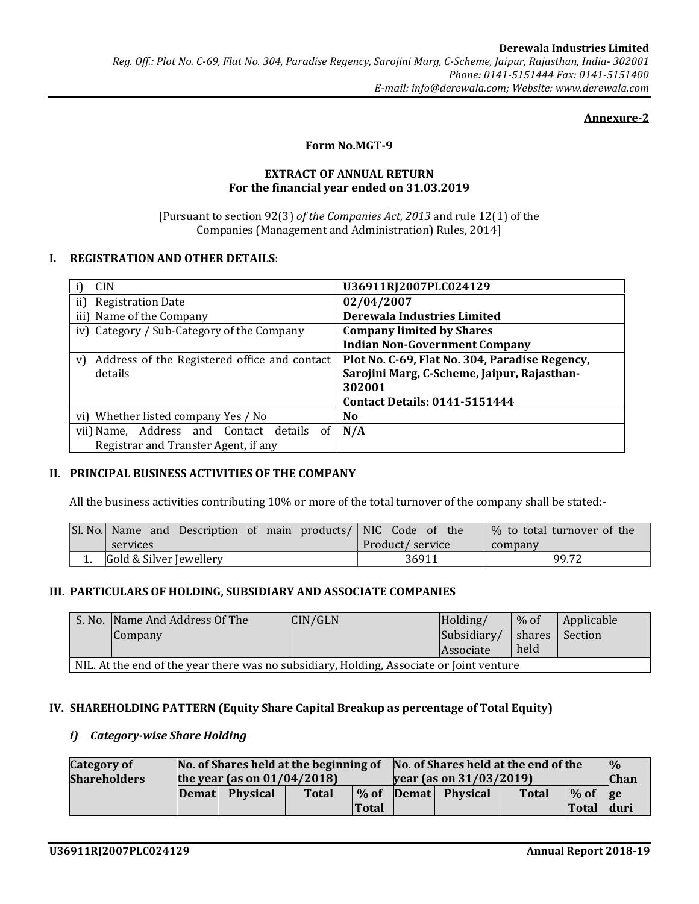**Annexure-2**

**Form No.MGT-9**

**EXTRACT OF ANNUAL RETURN**
**For the financial year ended on 31.03.2019**

[Pursuant to section 92(3) *of the Companies Act, 2013* and rule 12(1) of the Companies (Management and Administration) Rules, 2014]

## I. REGISTRATION AND OTHER DETAILS:

| | |
|---|---|
| i) CIN | **U36911RJ2007PLC024129** |
| ii) Registration Date | **02/04/2007** |
| iii) Name of the Company | **Derewala Industries Limited** |
| iv) Category / Sub-Category of the Company | **Company limited by Shares**<br>**Indian Non-Government Company** |
| v) Address of the Registered office and contact details | **Plot No. C-69, Flat No. 304, Paradise Regency, Sarojini Marg, C-Scheme, Jaipur, Rajasthan-302001**<br>**Contact Details: 0141-5151444** |
| vi) Whether listed company Yes / No | **No** |
| vii) Name, Address and Contact details of Registrar and Transfer Agent, if any | **N/A** |

## II. PRINCIPAL BUSINESS ACTIVITIES OF THE COMPANY

All the business activities contributing 10% or more of the total turnover of the company shall be stated:-

| Sl. No. | Name and Description of main products/ services | NIC Code of the Product/ service | % to total turnover of the company |
|---|---|---|---|
| 1. | Gold & Silver Jewellery | 36911 | 99.72 |

## III. PARTICULARS OF HOLDING, SUBSIDIARY AND ASSOCIATE COMPANIES

| S. No. | Name And Address Of The Company | CIN/GLN | Holding/ Subsidiary/ Associate | % of shares held | Applicable Section |
|---|---|---|---|---|---|
| NIL. At the end of the year there was no subsidiary, Holding, Associate or Joint venture | | | | | |

## IV. SHAREHOLDING PATTERN (Equity Share Capital Breakup as percentage of Total Equity)

### *i) Category-wise Share Holding*

| **Category of Shareholders** | **No. of Shares held at the beginning of the year (as on 01/04/2018)** | | | | **No. of Shares held at the end of the year (as on 31/03/2019)** | | | | **% Change during** |
|---|---|---|---|---|---|---|---|---|---|
| | **Demat** | **Physical** | **Total** | **% of Total** | **Demat** | **Physical** | **Total** | **% of Total** | |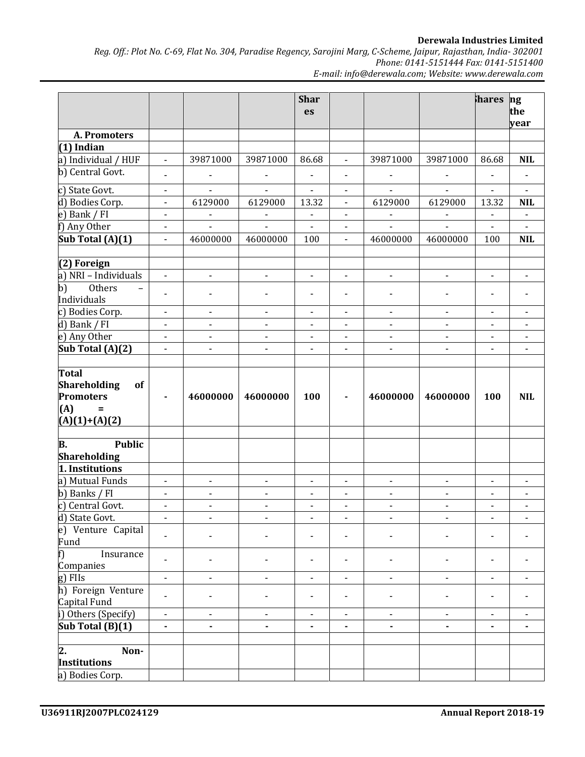| | | | | Shares | | | | Shares | ng the year |
|---|---|---|---|---|---|---|---|---|---|
| **A. Promoters** | | | | | | | | | |
| **(1) Indian** | | | | | | | | | |
| a) Individual / HUF | - | 39871000 | 39871000 | 86.68 | - | 39871000 | 39871000 | 86.68 | **NIL** |
| b) Central Govt. | - | - | - | - | - | - | - | - | - |
| c) State Govt. | - | - | - | - | - | - | - | - | - |
| d) Bodies Corp. | - | 6129000 | 6129000 | 13.32 | - | 6129000 | 6129000 | 13.32 | **NIL** |
| e) Bank / FI | - | - | - | - | - | - | - | - | - |
| f) Any Other | - | - | - | - | - | - | - | - | - |
| **Sub Total (A)(1)** | - | 46000000 | 46000000 | 100 | - | 46000000 | 46000000 | 100 | **NIL** |
| | | | | | | | | | |
| **(2) Foreign** | | | | | | | | | |
| a) NRI – Individuals | - | - | - | - | - | - | - | - | - |
| b) Others – Individuals | - | - | - | - | - | - | - | - | - |
| c) Bodies Corp. | - | - | - | - | - | - | - | - | - |
| d) Bank / FI | - | - | - | - | - | - | - | - | - |
| e) Any Other | - | - | - | - | - | - | - | - | - |
| **Sub Total (A)(2)** | - | - | - | - | - | - | - | - | - |
| | | | | | | | | | |
| **Total Shareholding of Promoters (A) = (A)(1)+(A)(2)** | **-** | **46000000** | **46000000** | **100** | **-** | **46000000** | **46000000** | **100** | **NIL** |
| | | | | | | | | | |
| **B. Public Shareholding** | | | | | | | | | |
| **1. Institutions** | | | | | | | | | |
| a) Mutual Funds | - | - | - | - | - | - | - | - | - |
| b) Banks / FI | - | - | - | - | - | - | - | - | - |
| c) Central Govt. | - | - | - | - | - | - | - | - | - |
| d) State Govt. | - | - | - | - | - | - | - | - | - |
| e) Venture Capital Fund | - | - | - | - | - | - | - | - | - |
| f) Insurance Companies | - | - | - | - | - | - | - | - | - |
| g) FIIs | - | - | - | - | - | - | - | - | - |
| h) Foreign Venture Capital Fund | - | - | - | - | - | - | - | - | - |
| i) Others (Specify) | - | - | - | - | - | - | - | - | - |
| **Sub Total (B)(1)** | **-** | **-** | **-** | **-** | **-** | **-** | **-** | **-** | **-** |
| | | | | | | | | | |
| **2. Non-Institutions** | | | | | | | | | |
| a) Bodies Corp. | | | | | | | | | |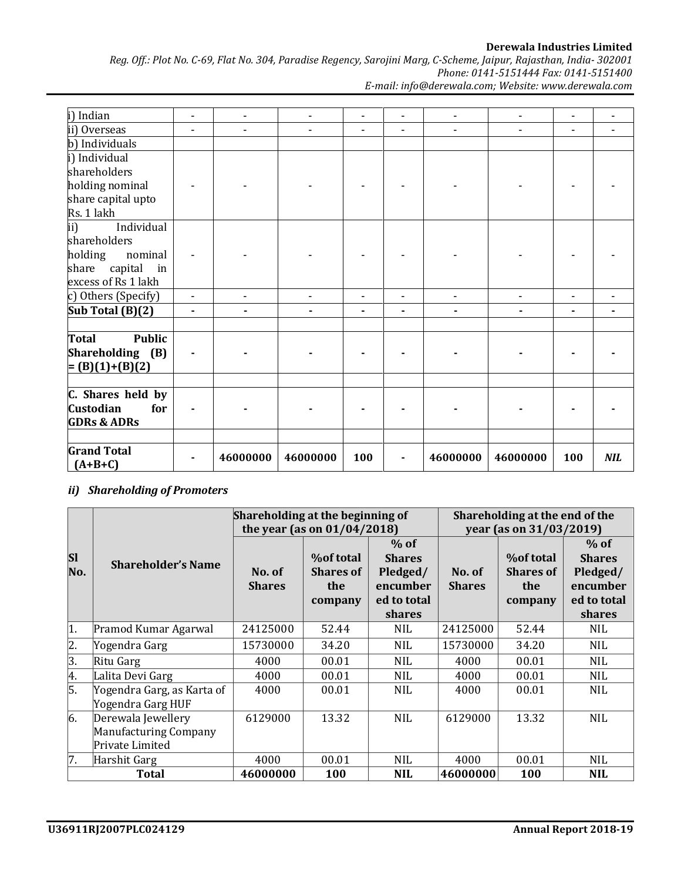| | | | | | | | | | |
|---|---|---|---|---|---|---|---|---|---|
| i) Indian | - | - | - | - | - | - | - | - | - |
| ii) Overseas | - | - | - | - | - | - | - | - | - |
| b) Individuals | | | | | | | | | |
| i) Individual shareholders holding nominal share capital upto Rs. 1 lakh | - | - | - | - | - | - | - | - | - |
| ii) Individual shareholders holding nominal share capital in excess of Rs 1 lakh | - | - | - | - | - | - | - | - | - |
| c) Others (Specify) | - | - | - | - | - | - | - | - | - |
| **Sub Total (B)(2)** | **-** | **-** | **-** | **-** | **-** | **-** | **-** | **-** | **-** |
| | | | | | | | | | |
| **Total Public Shareholding (B) = (B)(1)+(B)(2)** | **-** | **-** | **-** | **-** | **-** | **-** | **-** | **-** | **-** |
| | | | | | | | | | |
| **C. Shares held by Custodian for GDRs & ADRs** | **-** | **-** | **-** | **-** | **-** | **-** | **-** | **-** | **-** |
| | | | | | | | | | |
| **Grand Total (A+B+C)** | **-** | **46000000** | **46000000** | **100** | **-** | **46000000** | **46000000** | **100** | ***NIL*** |

### *ii) Shareholding of Promoters*

| Sl No. | Shareholder's Name | Shareholding at the beginning of the year (as on 01/04/2018) | | | Shareholding at the end of the year (as on 31/03/2019) | | |
|---|---|---|---|---|---|---|---|
| | | No. of Shares | %of total Shares of the company | % of Shares Pledged/ encumbered to total shares | No. of Shares | %of total Shares of the company | % of Shares Pledged/ encumbered to total shares |
| 1. | Pramod Kumar Agarwal | 24125000 | 52.44 | NIL | 24125000 | 52.44 | NIL |
| 2. | Yogendra Garg | 15730000 | 34.20 | NIL | 15730000 | 34.20 | NIL |
| 3. | Ritu Garg | 4000 | 00.01 | NIL | 4000 | 00.01 | NIL |
| 4. | Lalita Devi Garg | 4000 | 00.01 | NIL | 4000 | 00.01 | NIL |
| 5. | Yogendra Garg, as Karta of Yogendra Garg HUF | 4000 | 00.01 | NIL | 4000 | 00.01 | NIL |
| 6. | Derewala Jewellery Manufacturing Company Private Limited | 6129000 | 13.32 | NIL | 6129000 | 13.32 | NIL |
| 7. | Harshit Garg | 4000 | 00.01 | NIL | 4000 | 00.01 | NIL |
| **Total** | | **46000000** | **100** | **NIL** | **46000000** | **100** | **NIL** |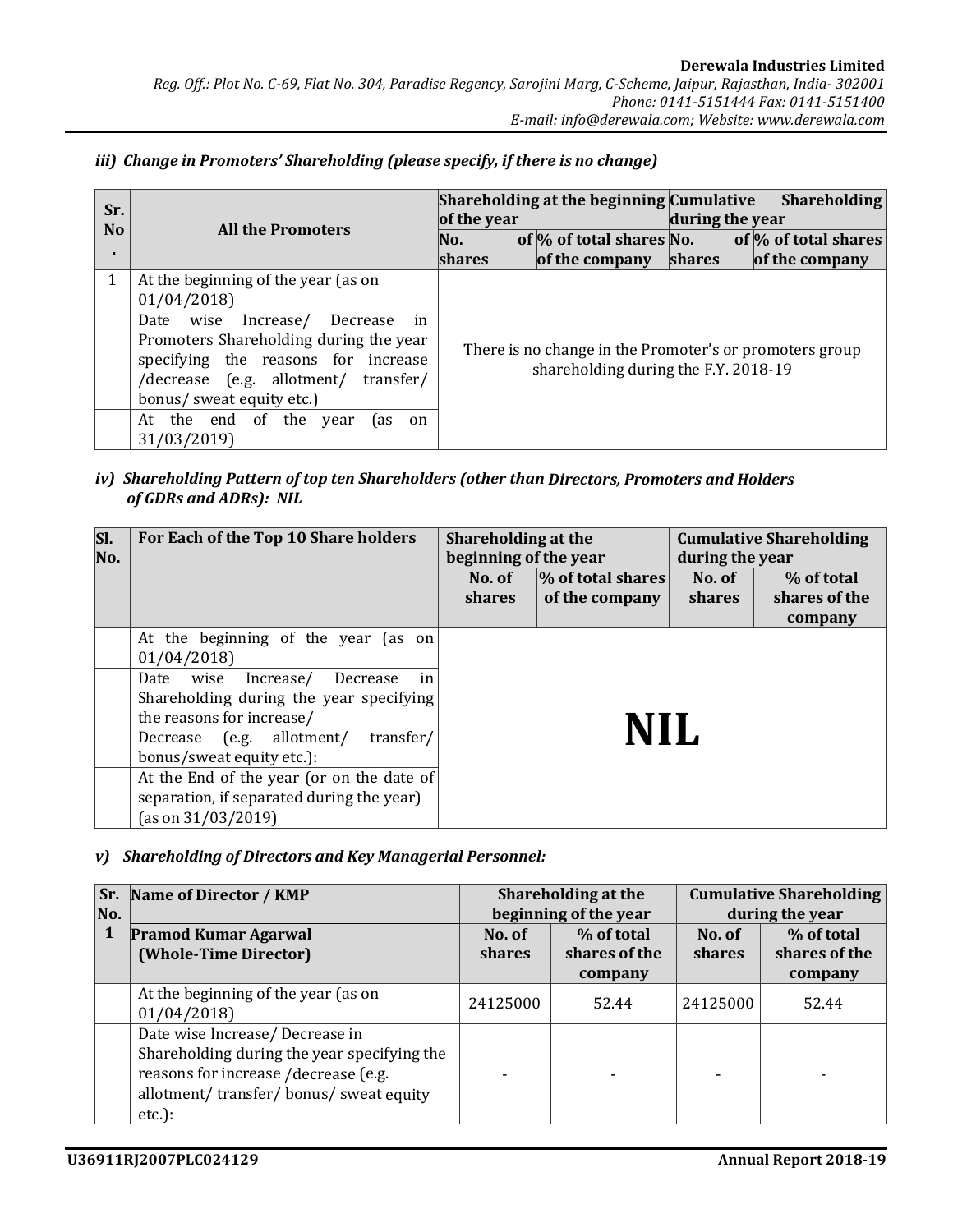### iii) Change in Promoters' Shareholding (please specify, if there is no change)

| Sr. No. | All the Promoters | Shareholding at the beginning of the year | | Cumulative Shareholding during the year | |
|---|---|---|---|---|---|
| | | No. of shares | % of total shares of the company | No. of shares | % of total shares of the company |
| 1 | At the beginning of the year (as on 01/04/2018) | There is no change in the Promoter's or promoters group shareholding during the F.Y. 2018-19 | | | |
| | Date wise Increase/ Decrease in Promoters Shareholding during the year specifying the reasons for increase /decrease (e.g. allotment/ transfer/ bonus/ sweat equity etc.) | | | | |
| | At the end of the year (as on 31/03/2019) | | | | |

### iv) Shareholding Pattern of top ten Shareholders (other than Directors, Promoters and Holders of GDRs and ADRs): NIL

| Sl. No. | For Each of the Top 10 Share holders | Shareholding at the beginning of the year | | Cumulative Shareholding during the year | |
|---|---|---|---|---|---|
| | | No. of shares | % of total shares of the company | No. of shares | % of total shares of the company |
| | At the beginning of the year (as on 01/04/2018) | **NIL** | | | |
| | Date wise Increase/ Decrease in Shareholding during the year specifying the reasons for increase/ Decrease (e.g. allotment/ transfer/ bonus/sweat equity etc.): | | | | |
| | At the End of the year (or on the date of separation, if separated during the year) (as on 31/03/2019) | | | | |

### v) Shareholding of Directors and Key Managerial Personnel:

| Sr. No. | Name of Director / KMP | Shareholding at the beginning of the year | | Cumulative Shareholding during the year | |
|---|---|---|---|---|---|
| 1 | **Pramod Kumar Agarwal (Whole-Time Director)** | No. of shares | % of total shares of the company | No. of shares | % of total shares of the company |
| | At the beginning of the year (as on 01/04/2018) | 24125000 | 52.44 | 24125000 | 52.44 |
| | Date wise Increase/ Decrease in Shareholding during the year specifying the reasons for increase /decrease (e.g. allotment/ transfer/ bonus/ sweat equity etc.): | - | - | - | - |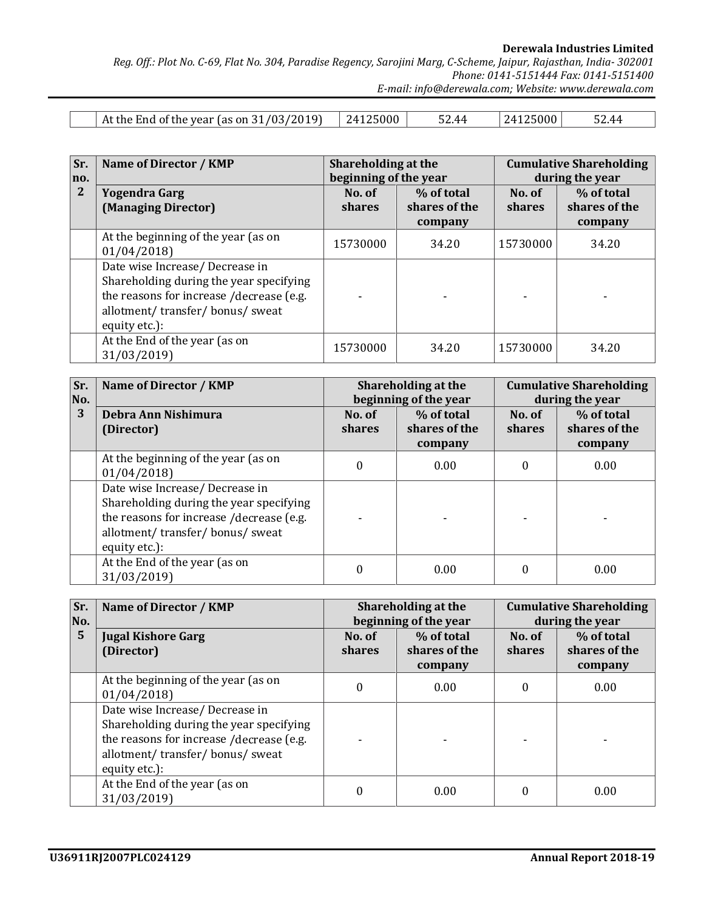|  | At the End of the year (as on 31/03/2019) | 24125000 | 52.44 | 24125000 | 52.44 |
|---|---|---|---|---|---|

| Sr. no. | Name of Director / KMP | Shareholding at the beginning of the year | | Cumulative Shareholding during the year | |
|---|---|---|---|---|---|
| 2 | **Yogendra Garg (Managing Director)** | **No. of shares** | **% of total shares of the company** | **No. of shares** | **% of total shares of the company** |
|  | At the beginning of the year (as on 01/04/2018) | 15730000 | 34.20 | 15730000 | 34.20 |
|  | Date wise Increase/ Decrease in Shareholding during the year specifying the reasons for increase /decrease (e.g. allotment/ transfer/ bonus/ sweat equity etc.): | - | - | - | - |
|  | At the End of the year (as on 31/03/2019) | 15730000 | 34.20 | 15730000 | 34.20 |

| Sr. No. | Name of Director / KMP | Shareholding at the beginning of the year | | Cumulative Shareholding during the year | |
|---|---|---|---|---|---|
| 3 | **Debra Ann Nishimura (Director)** | **No. of shares** | **% of total shares of the company** | **No. of shares** | **% of total shares of the company** |
|  | At the beginning of the year (as on 01/04/2018) | 0 | 0.00 | 0 | 0.00 |
|  | Date wise Increase/ Decrease in Shareholding during the year specifying the reasons for increase /decrease (e.g. allotment/ transfer/ bonus/ sweat equity etc.): | - | - | - | - |
|  | At the End of the year (as on 31/03/2019) | 0 | 0.00 | 0 | 0.00 |

| Sr. No. | Name of Director / KMP | Shareholding at the beginning of the year | | Cumulative Shareholding during the year | |
|---|---|---|---|---|---|
| 5 | **Jugal Kishore Garg (Director)** | **No. of shares** | **% of total shares of the company** | **No. of shares** | **% of total shares of the company** |
|  | At the beginning of the year (as on 01/04/2018) | 0 | 0.00 | 0 | 0.00 |
|  | Date wise Increase/ Decrease in Shareholding during the year specifying the reasons for increase /decrease (e.g. allotment/ transfer/ bonus/ sweat equity etc.): | - | - | - | - |
|  | At the End of the year (as on 31/03/2019) | 0 | 0.00 | 0 | 0.00 |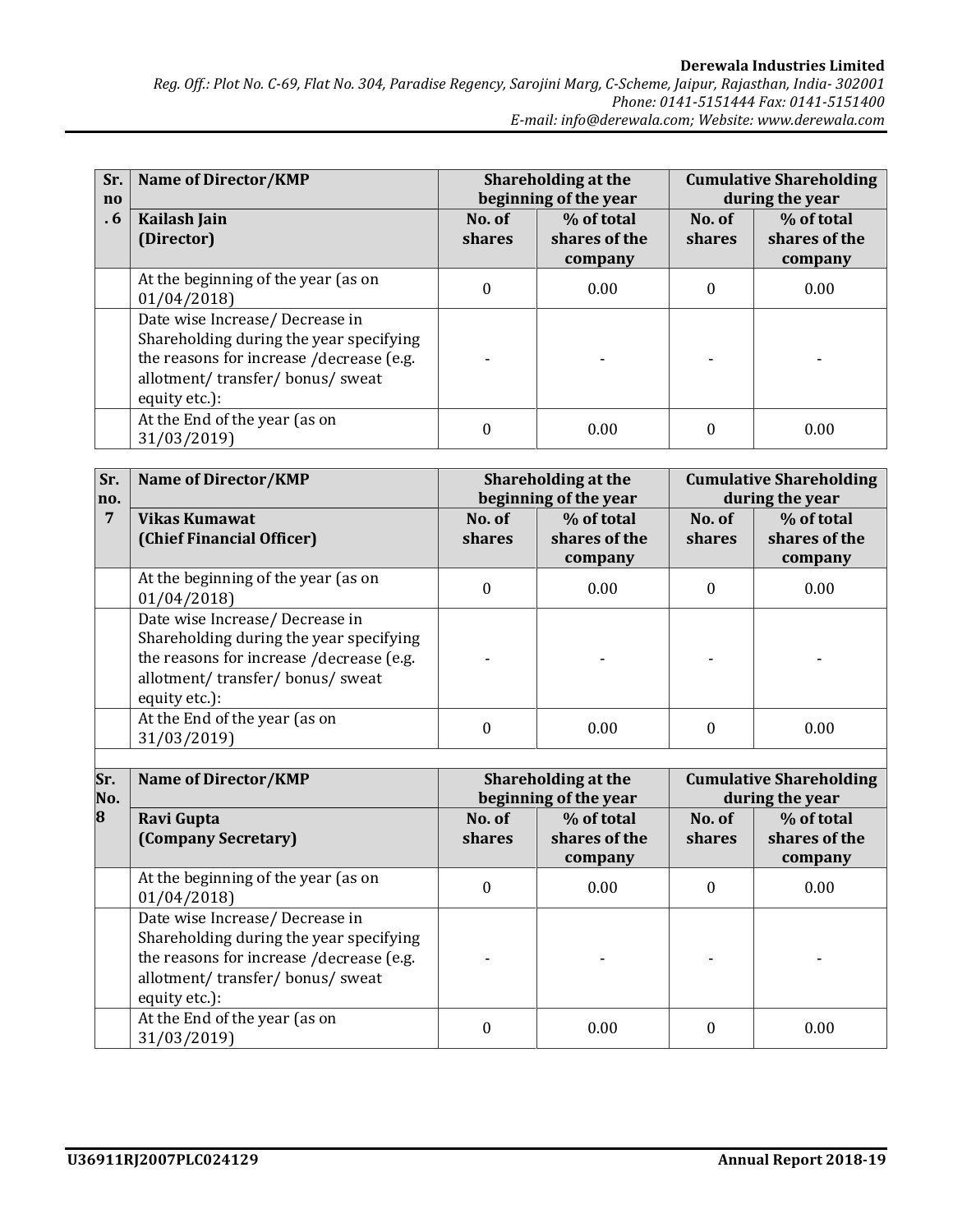| Sr. no. 6 | Name of Director/KMP | Shareholding at the beginning of the year | | Cumulative Shareholding during the year | |
|---|---|---|---|---|---|
| | **Kailash Jain (Director)** | **No. of shares** | **% of total shares of the company** | **No. of shares** | **% of total shares of the company** |
| | At the beginning of the year (as on 01/04/2018) | 0 | 0.00 | 0 | 0.00 |
| | Date wise Increase/ Decrease in Shareholding during the year specifying the reasons for increase /decrease (e.g. allotment/ transfer/ bonus/ sweat equity etc.): | - | - | - | - |
| | At the End of the year (as on 31/03/2019) | 0 | 0.00 | 0 | 0.00 |

| Sr. no. 7 | Name of Director/KMP | Shareholding at the beginning of the year | | Cumulative Shareholding during the year | |
|---|---|---|---|---|---|
| | **Vikas Kumawat (Chief Financial Officer)** | **No. of shares** | **% of total shares of the company** | **No. of shares** | **% of total shares of the company** |
| | At the beginning of the year (as on 01/04/2018) | 0 | 0.00 | 0 | 0.00 |
| | Date wise Increase/ Decrease in Shareholding during the year specifying the reasons for increase /decrease (e.g. allotment/ transfer/ bonus/ sweat equity etc.): | - | - | - | - |
| | At the End of the year (as on 31/03/2019) | 0 | 0.00 | 0 | 0.00 |

| Sr. No. 8 | Name of Director/KMP | Shareholding at the beginning of the year | | Cumulative Shareholding during the year | |
|---|---|---|---|---|---|
| | **Ravi Gupta (Company Secretary)** | **No. of shares** | **% of total shares of the company** | **No. of shares** | **% of total shares of the company** |
| | At the beginning of the year (as on 01/04/2018) | 0 | 0.00 | 0 | 0.00 |
| | Date wise Increase/ Decrease in Shareholding during the year specifying the reasons for increase /decrease (e.g. allotment/ transfer/ bonus/ sweat equity etc.): | - | - | - | - |
| | At the End of the year (as on 31/03/2019) | 0 | 0.00 | 0 | 0.00 |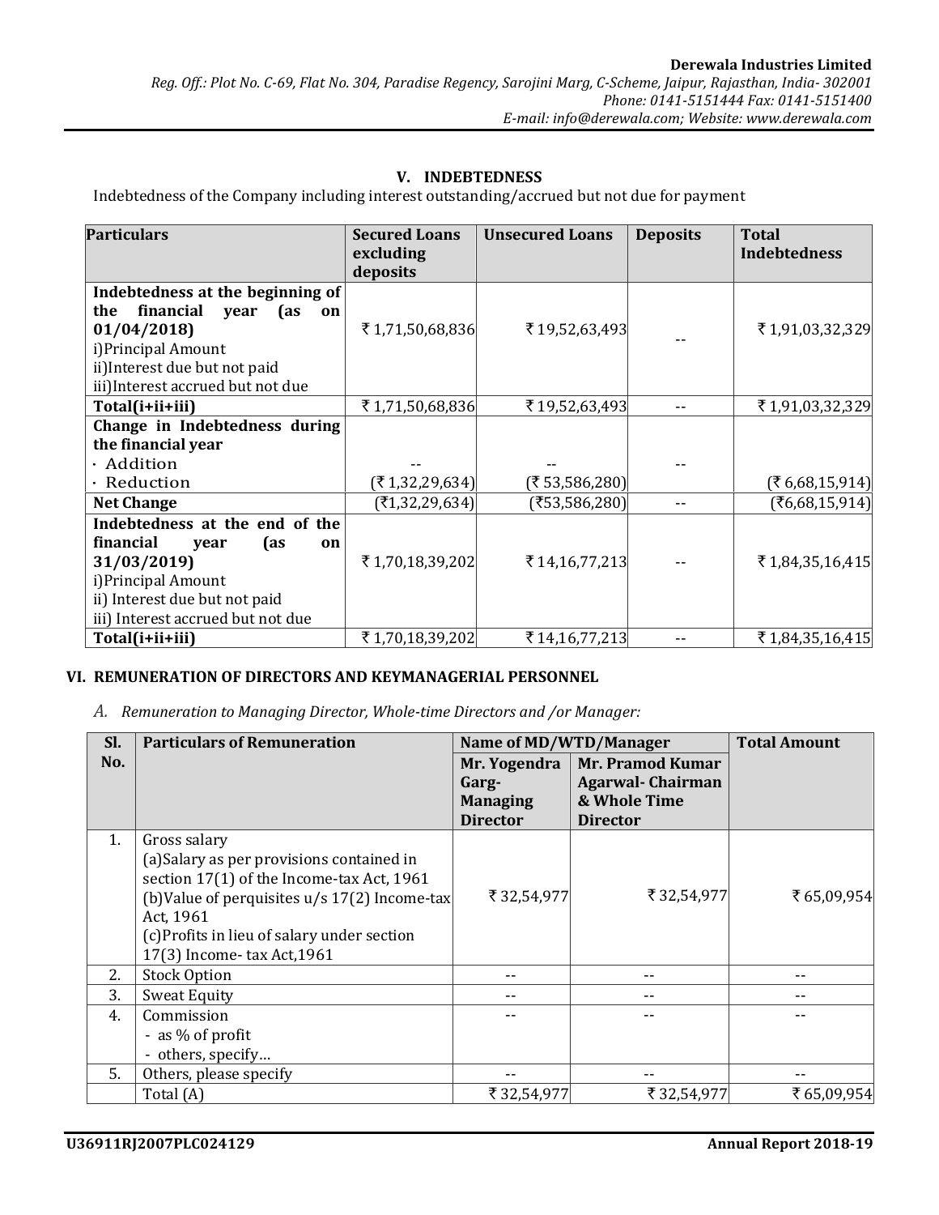## V. INDEBTEDNESS

Indebtedness of the Company including interest outstanding/accrued but not due for payment

| Particulars | Secured Loans excluding deposits | Unsecured Loans | Deposits | Total Indebtedness |
|---|---|---|---|---|
| **Indebtedness at the beginning of the financial year (as on 01/04/2018)**<br>i)Principal Amount<br>ii)Interest due but not paid<br>iii)Interest accrued but not due | ₹ 1,71,50,68,836 | ₹ 19,52,63,493 | -- | ₹ 1,91,03,32,329 |
| **Total(i+ii+iii)** | ₹ 1,71,50,68,836 | ₹ 19,52,63,493 | -- | ₹ 1,91,03,32,329 |
| **Change in Indebtedness during the financial year**<br>· Addition<br>· Reduction | --<br>(₹ 1,32,29,634) | --<br>(₹ 53,586,280) | -- | <br>(₹ 6,68,15,914) |
| **Net Change** | (₹1,32,29,634) | (₹53,586,280) | -- | (₹6,68,15,914) |
| **Indebtedness at the end of the financial year (as on 31/03/2019)**<br>i)Principal Amount<br>ii) Interest due but not paid<br>iii) Interest accrued but not due | ₹ 1,70,18,39,202 | ₹ 14,16,77,213 | -- | ₹ 1,84,35,16,415 |
| **Total(i+ii+iii)** | ₹ 1,70,18,39,202 | ₹ 14,16,77,213 | -- | ₹ 1,84,35,16,415 |

## VI. REMUNERATION OF DIRECTORS AND KEYMANAGERIAL PERSONNEL

*A. Remuneration to Managing Director, Whole-time Directors and /or Manager:*

| Sl. No. | Particulars of Remuneration | Name of MD/WTD/Manager | | Total Amount |
|---|---|---|---|---|
| | | Mr. Yogendra Garg- Managing Director | Mr. Pramod Kumar Agarwal- Chairman & Whole Time Director | |
| 1. | Gross salary<br>(a)Salary as per provisions contained in section 17(1) of the Income-tax Act, 1961<br>(b)Value of perquisites u/s 17(2) Income-tax Act, 1961<br>(c)Profits in lieu of salary under section 17(3) Income- tax Act,1961 | ₹ 32,54,977 | ₹ 32,54,977 | ₹ 65,09,954 |
| 2. | Stock Option | -- | -- | -- |
| 3. | Sweat Equity | -- | -- | -- |
| 4. | Commission<br>- as % of profit<br>- others, specify… | -- | -- | -- |
| 5. | Others, please specify | -- | -- | -- |
| | Total (A) | ₹ 32,54,977 | ₹ 32,54,977 | ₹ 65,09,954 |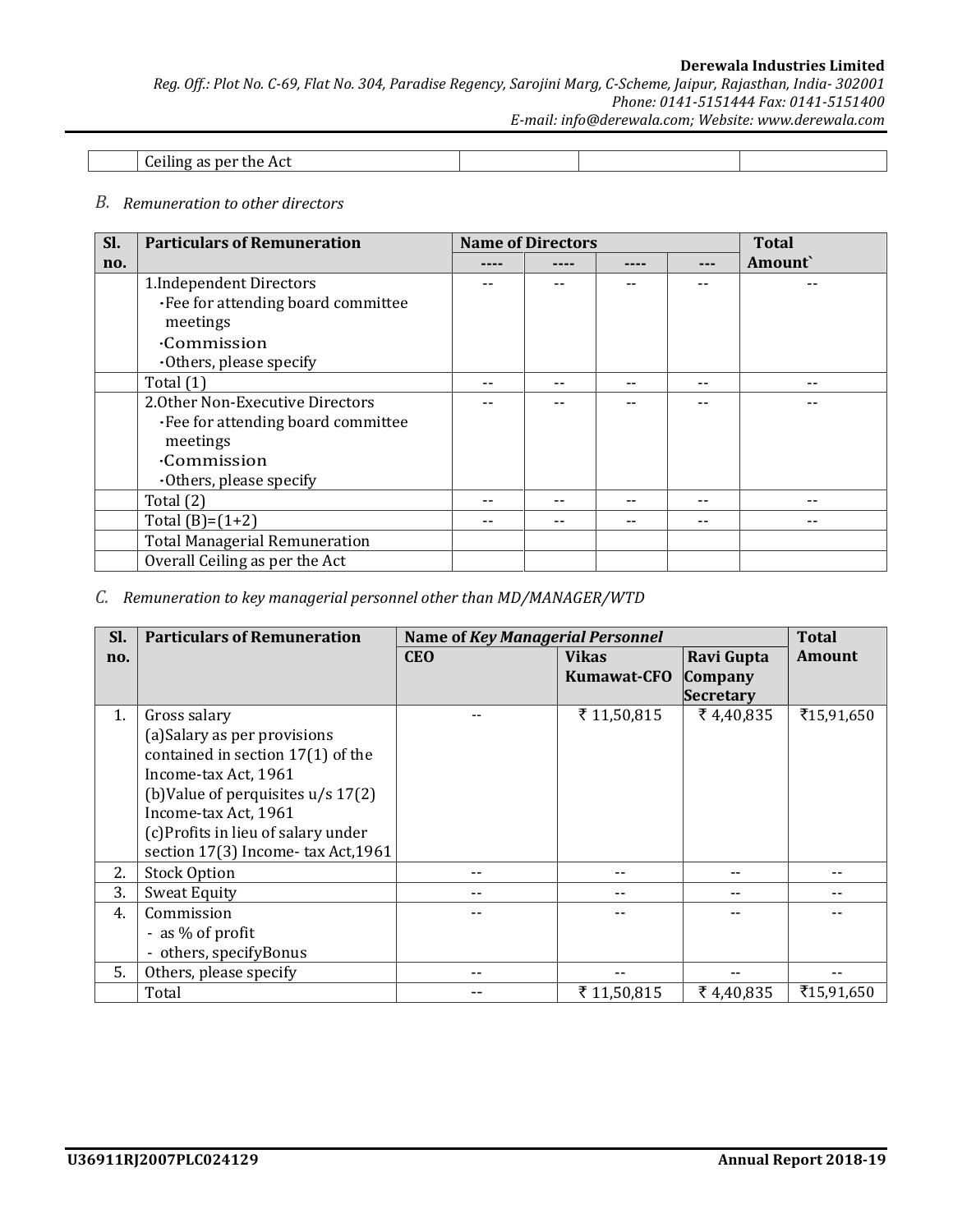|  | Ceiling as per the Act |  |  |  |
|---|---|---|---|---|

*B. Remuneration to other directors*

| Sl. no. | Particulars of Remuneration | Name of Directors | | | | Total Amount` |
|---|---|---|---|---|---|---|
| | | ---- | ---- | ---- | --- | |
| | 1.Independent Directors<br>·Fee for attending board committee meetings<br>·Commission<br>·Others, please specify | -- | -- | -- | -- | -- |
| | Total (1) | -- | -- | -- | -- | -- |
| | 2.Other Non-Executive Directors<br>·Fee for attending board committee meetings<br>·Commission<br>·Others, please specify | -- | -- | -- | -- | -- |
| | Total (2) | -- | -- | -- | -- | -- |
| | Total (B)=(1+2) | -- | -- | -- | -- | -- |
| | Total Managerial Remuneration | | | | | |
| | Overall Ceiling as per the Act | | | | | |

*C. Remuneration to key managerial personnel other than MD/MANAGER/WTD*

| Sl. no. | Particulars of Remuneration | Name of *Key Managerial Personnel* | | | Total Amount |
|---|---|---|---|---|---|
| | | CEO | Vikas Kumawat-CFO | Ravi Gupta Company Secretary | |
| 1. | Gross salary<br>(a)Salary as per provisions contained in section 17(1) of the Income-tax Act, 1961<br>(b)Value of perquisites u/s 17(2) Income-tax Act, 1961<br>(c)Profits in lieu of salary under section 17(3) Income- tax Act,1961 | -- | ₹ 11,50,815 | ₹ 4,40,835 | ₹15,91,650 |
| 2. | Stock Option | -- | -- | -- | -- |
| 3. | Sweat Equity | -- | -- | -- | -- |
| 4. | Commission<br>- as % of profit<br>- others, specifyBonus | -- | -- | -- | -- |
| 5. | Others, please specify | -- | -- | -- | -- |
| | Total | -- | ₹ 11,50,815 | ₹ 4,40,835 | ₹15,91,650 |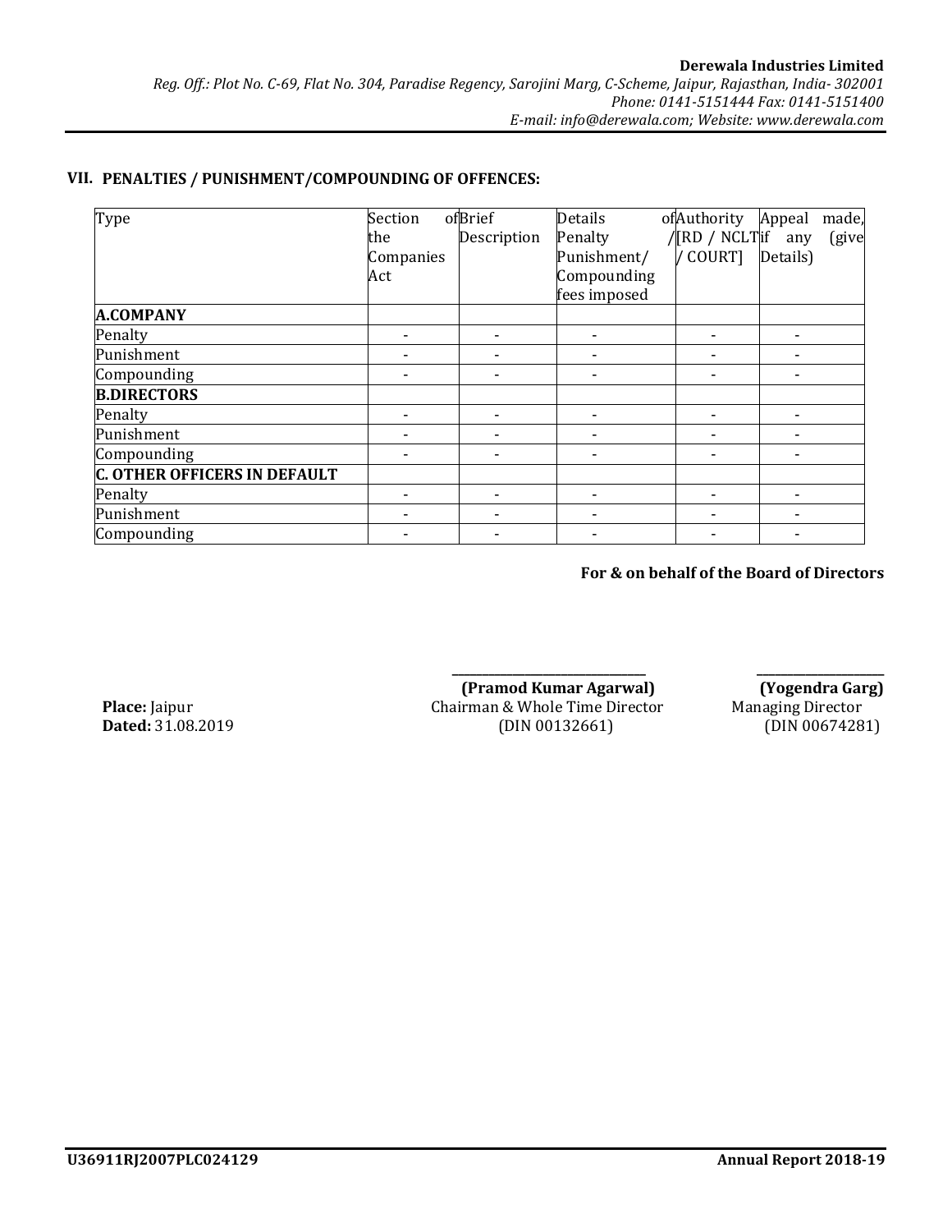## VII. PENALTIES / PUNISHMENT/COMPOUNDING OF OFFENCES:

| Type | Section of the Companies Act | Brief Description | Details of Penalty / Punishment/ Compounding fees imposed | Authority [RD / NCLT / COURT] | Appeal made, if any (give Details) |
|---|---|---|---|---|---|
| **A.COMPANY** | | | | | |
| Penalty | - | - | - | - | - |
| Punishment | - | - | - | - | - |
| Compounding | - | - | - | - | - |
| **B.DIRECTORS** | | | | | |
| Penalty | - | - | - | - | - |
| Punishment | - | - | - | - | - |
| Compounding | - | - | - | - | - |
| **C. OTHER OFFICERS IN DEFAULT** | | | | | |
| Penalty | - | - | - | - | - |
| Punishment | - | - | - | - | - |
| Compounding | - | - | - | - | - |

**For & on behalf of the Board of Directors**

**Place:** Jaipur
**Dated:** 31.08.2019

**(Pramod Kumar Agarwal)**
Chairman & Whole Time Director
(DIN 00132661)

**(Yogendra Garg)**
Managing Director
(DIN 00674281)